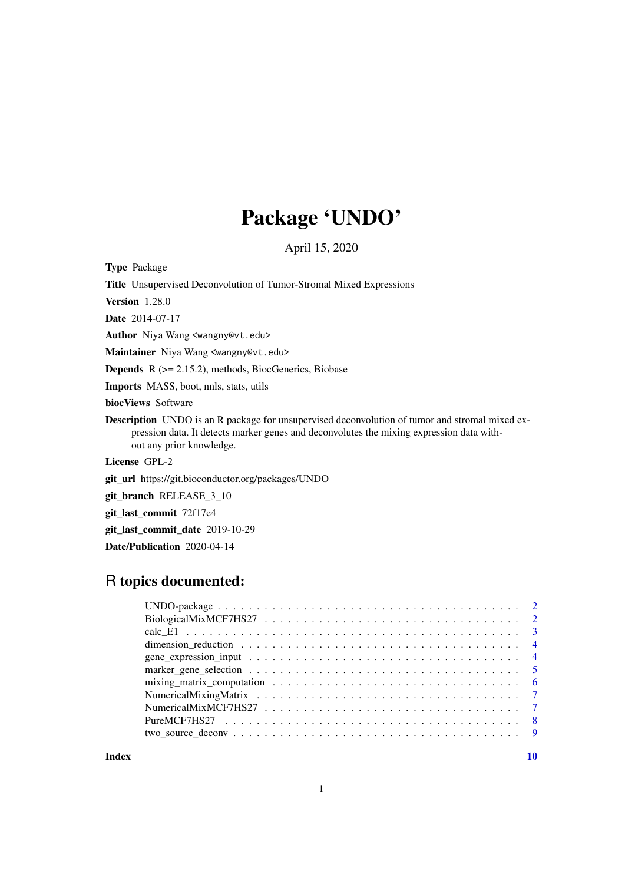# Package 'UNDO'

April 15, 2020

**Type** Package

**Title** Unsupervised Deconvolution of Tumor-Stromal Mixed Expressions

**Version** 1.28.0

**Date** 2014-07-17

**Author** Niya Wang <wangny@vt.edu>

**Maintainer** Niya Wang <wangny@vt.edu>

**Depends** R (>= 2.15.2), methods, BiocGenerics, Biobase

**Imports** MASS, boot, nnls, stats, utils

**biocViews** Software

**Description** UNDO is an R package for unsupervised deconvolution of tumor and stromal mixed expression data. It detects marker genes and deconvolutes the mixing expression data without any prior knowledge.

**License** GPL-2

**git_url** https://git.bioconductor.org/packages/UNDO

**git_branch** RELEASE_3_10

**git_last_commit** 72f17e4

**git_last_commit_date** 2019-10-29

**Date/Publication** 2020-04-14

## R topics documented:

| | |
|---|---|
| UNDO-package | 2 |
| BiologicalMixMCF7HS27 | 2 |
| calc_E1 | 3 |
| dimension_reduction | 4 |
| gene_expression_input | 4 |
| marker_gene_selection | 5 |
| mixing_matrix_computation | 6 |
| NumericalMixingMatrix | 7 |
| NumericalMixMCF7HS27 | 7 |
| PureMCF7HS27 | 8 |
| two_source_deconv | 9 |
| **Index** | **10** |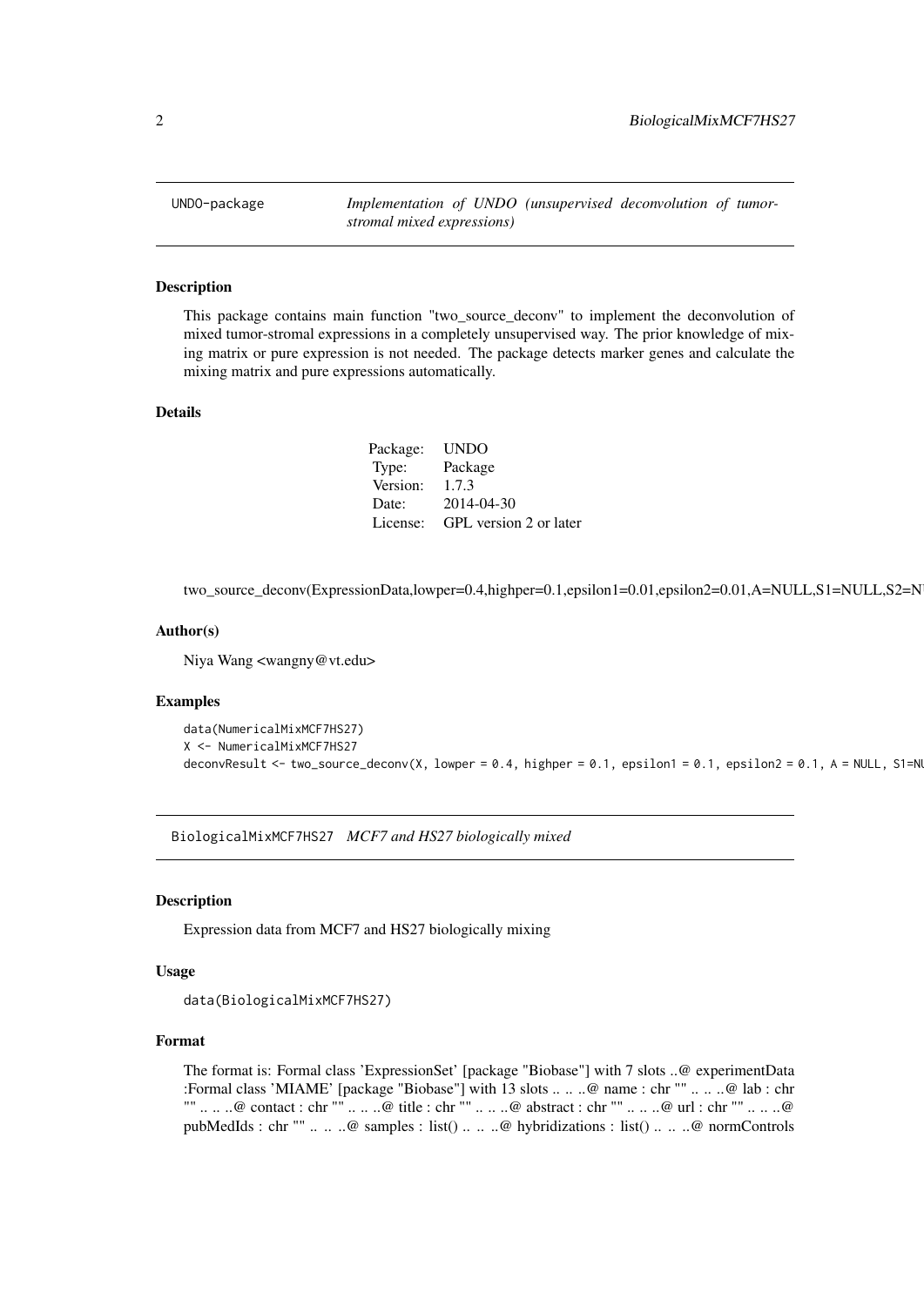## UDNO-package — *Implementation of UNDO (unsupervised deconvolution of tumor-stromal mixed expressions)*

### Description

This package contains main function "two_source_deconv" to implement the deconvolution of mixed tumor-stromal expressions in a completely unsupervised way. The prior knowledge of mixing matrix or pure expression is not needed. The package detects marker genes and calculate the mixing matrix and pure expressions automatically.

### Details

| | |
|---|---|
| Package: | UNDO |
| Type: | Package |
| Version: | 1.7.3 |
| Date: | 2014-04-30 |
| License: | GPL version 2 or later |

two_source_deconv(ExpressionData,lowper=0.4,highper=0.1,epsilon1=0.01,epsilon2=0.01,A=NULL,S1=NULL,S2=N

### Author(s)

Niya Wang <wangny@vt.edu>

### Examples

```
data(NumericalMixMCF7HS27)
X <- NumericalMixMCF7HS27
deconvResult <- two_source_deconv(X, lowper = 0.4, highper = 0.1, epsilon1 = 0.1, epsilon2 = 0.1, A = NULL, S1=NU
```

## BiologicalMixMCF7HS27 — *MCF7 and HS27 biologically mixed*

### Description

Expression data from MCF7 and HS27 biologically mixing

### Usage

```
data(BiologicalMixMCF7HS27)
```

### Format

The format is: Formal class 'ExpressionSet' [package "Biobase"] with 7 slots ..@ experimentData :Formal class 'MIAME' [package "Biobase"] with 13 slots .. .. ..@ name : chr "" .. .. ..@ lab : chr "" .. .. ..@ contact : chr "" .. .. ..@ title : chr "" .. .. ..@ abstract : chr "" .. .. ..@ url : chr "" .. .. ..@ pubMedIds : chr "" .. .. ..@ samples : list() .. .. ..@ hybridizations : list() .. .. ..@ normControls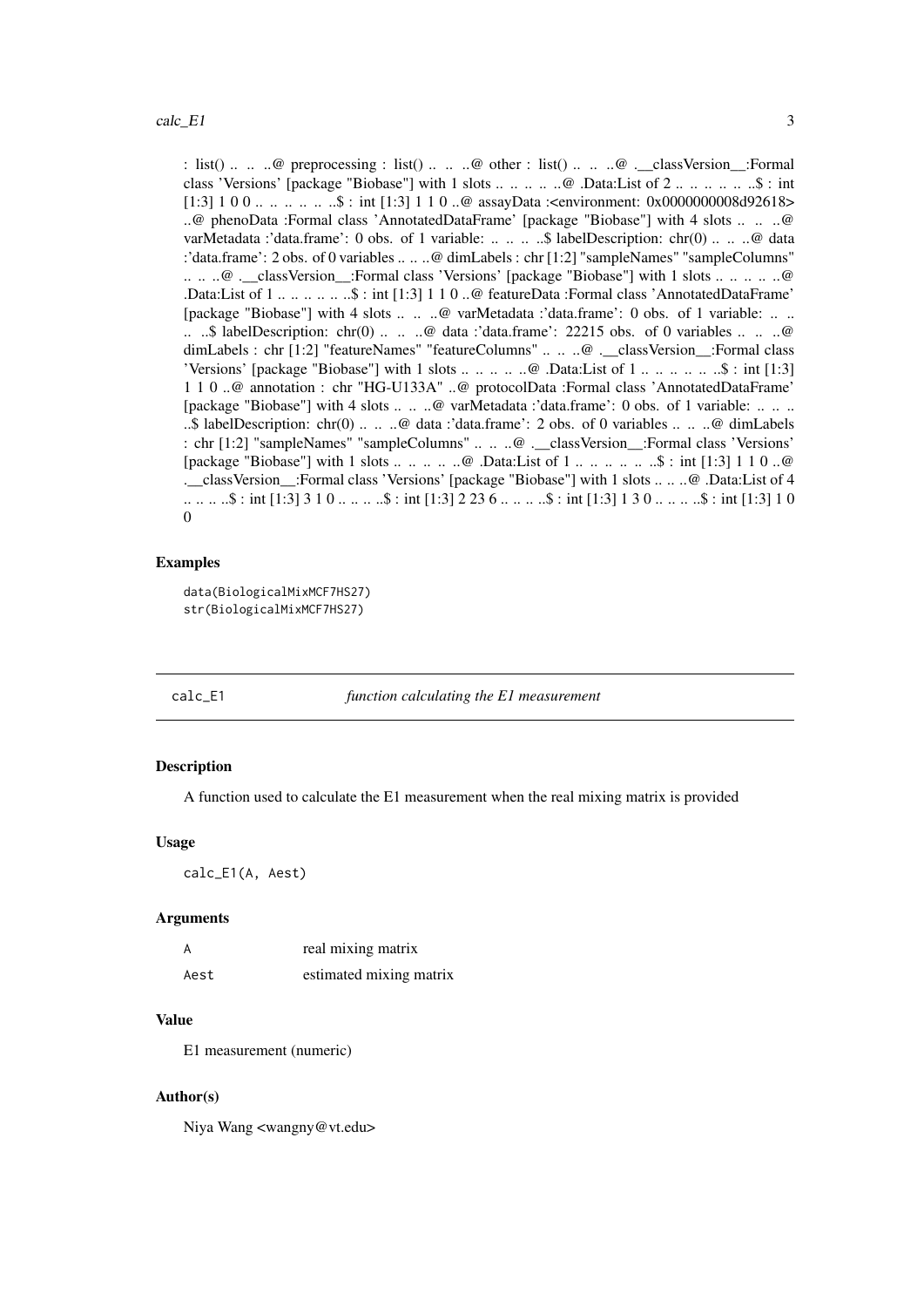: list() .. .. ..@ preprocessing : list() .. .. ..@ other : list() .. .. ..@ .__classVersion__:Formal class 'Versions' [package "Biobase"] with 1 slots .. .. .. .. ..@ .Data:List of 2 .. .. .. .. .. ..$ : int [1:3] 1 0 0 .. .. .. .. .. ..$ : int [1:3] 1 1 0 ..@ assayData :<environment: 0x0000000008d92618> ..@ phenoData :Formal class 'AnnotatedDataFrame' [package "Biobase"] with 4 slots .. .. ..@ varMetadata :'data.frame': 0 obs. of 1 variable: .. .. .. ..$ labelDescription: chr(0) .. .. ..@ data :'data.frame': 2 obs. of 0 variables .. .. ..@ dimLabels : chr [1:2] "sampleNames" "sampleColumns" .. .. ..@ .__classVersion__:Formal class 'Versions' [package "Biobase"] with 1 slots .. .. .. .. ..@ .Data:List of 1 .. .. .. .. .. ..$ : int [1:3] 1 1 0 ..@ featureData :Formal class 'AnnotatedDataFrame' [package "Biobase"] with 4 slots .. .. ..@ varMetadata :'data.frame': 0 obs. of 1 variable: .. .. .. ..$ labelDescription: chr(0) .. .. ..@ data :'data.frame': 22215 obs. of 0 variables .. .. ..@ dimLabels : chr [1:2] "featureNames" "featureColumns" .. .. ..@ .__classVersion__:Formal class 'Versions' [package "Biobase"] with 1 slots .. .. .. .. ..@ .Data:List of 1 .. .. .. .. .. ..$ : int [1:3] 1 1 0 ..@ annotation : chr "HG-U133A" ..@ protocolData :Formal class 'AnnotatedDataFrame' [package "Biobase"] with 4 slots .. .. ..@ varMetadata :'data.frame': 0 obs. of 1 variable: .. .. .. ..$ labelDescription: chr(0) .. .. ..@ data :'data.frame': 2 obs. of 0 variables .. .. ..@ dimLabels : chr [1:2] "sampleNames" "sampleColumns" .. .. ..@ .__classVersion__:Formal class 'Versions' [package "Biobase"] with 1 slots .. .. .. .. ..@ .Data:List of 1 .. .. .. .. .. ..$ : int [1:3] 1 1 0 ..@ .__classVersion__:Formal class 'Versions' [package "Biobase"] with 1 slots .. .. ..@ .Data:List of 4 .. .. .. ..$ : int [1:3] 3 1 0 .. .. .. ..$ : int [1:3] 2 23 6 .. .. .. ..$ : int [1:3] 1 3 0 .. .. .. ..$ : int [1:3] 1 0 0

### Examples

```
data(BiologicalMixMCF7HS27)
str(BiologicalMixMCF7HS27)
```

---

## calc_E1 *function calculating the E1 measurement*

### Description

A function used to calculate the E1 measurement when the real mixing matrix is provided

### Usage

```
calc_E1(A, Aest)
```

### Arguments

| | |
|---|---|
| A | real mixing matrix |
| Aest | estimated mixing matrix |

### Value

E1 measurement (numeric)

### Author(s)

Niya Wang <wangny@vt.edu>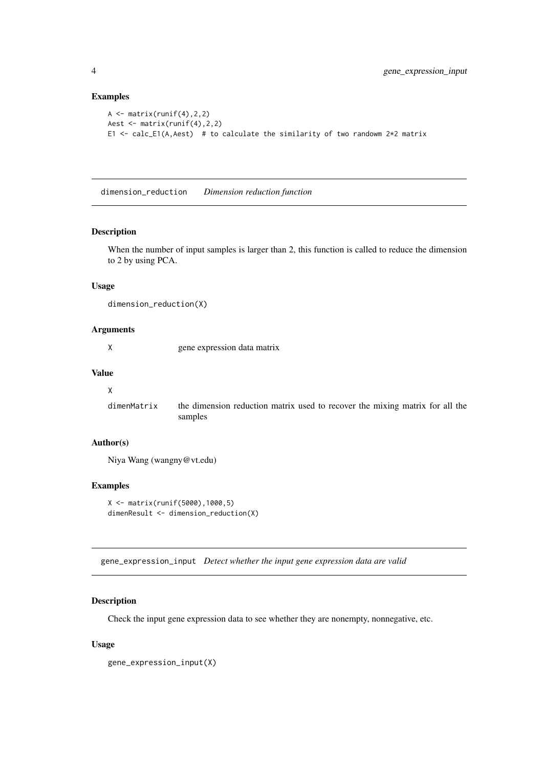### Examples

```
A <- matrix(runif(4),2,2)
Aest <- matrix(runif(4),2,2)
E1 <- calc_E1(A,Aest)  # to calculate the similarity of two randowm 2*2 matrix
```

---

## dimension_reduction    *Dimension reduction function*

---

### Description

When the number of input samples is larger than 2, this function is called to reduce the dimension to 2 by using PCA.

### Usage

```
dimension_reduction(X)
```

### Arguments

| | |
|---|---|
| X | gene expression data matrix |

### Value

| | |
|---|---|
| X | |
| dimenMatrix | the dimension reduction matrix used to recover the mixing matrix for all the samples |

### Author(s)

Niya Wang (wangny@vt.edu)

### Examples

```
X <- matrix(runif(5000),1000,5)
dimenResult <- dimension_reduction(X)
```

---

## gene_expression_input    *Detect whether the input gene expression data are valid*

---

### Description

Check the input gene expression data to see whether they are nonempty, nonnegative, etc.

### Usage

```
gene_expression_input(X)
```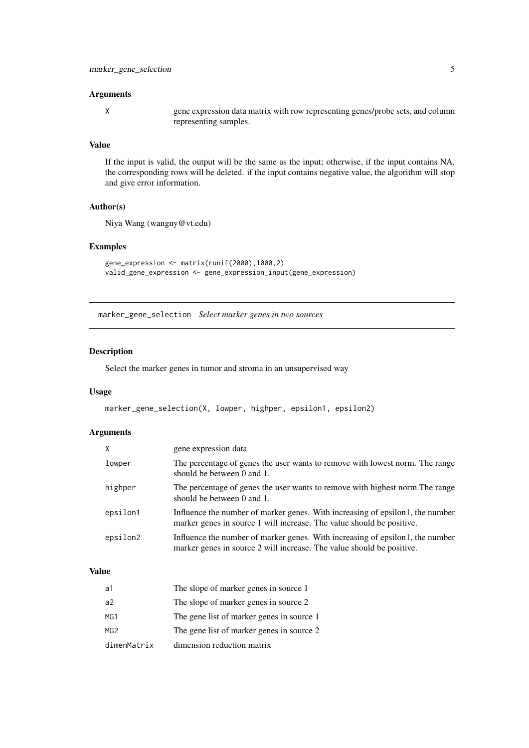### Arguments

| | |
|---|---|
| X | gene expression data matrix with row representing genes/probe sets, and column representing samples. |

### Value

If the input is valid, the output will be the same as the input; otherwise, if the input contains NA, the corresponding rows will be deleted. if the input contains negative value, the algorithm will stop and give error information.

### Author(s)

Niya Wang (wangny@vt.edu)

### Examples

```
gene_expression <- matrix(runif(2000),1000,2)
valid_gene_expression <- gene_expression_input(gene_expression)
```

---

## marker_gene_selection *Select marker genes in two sources*

---

### Description

Select the marker genes in tumor and stroma in an unsupervised way

### Usage

```
marker_gene_selection(X, lowper, highper, epsilon1, epsilon2)
```

### Arguments

| | |
|---|---|
| X | gene expression data |
| lowper | The percentage of genes the user wants to remove with lowest norm. The range should be between 0 and 1. |
| highper | The percentage of genes the user wants to remove with highest norm.The range should be between 0 and 1. |
| epsilon1 | Influence the number of marker genes. With increasing of epsilon1, the number marker genes in source 1 will increase. The value should be positive. |
| epsilon2 | Influence the number of marker genes. With increasing of epsilon1, the number marker genes in source 2 will increase. The value should be positive. |

### Value

| | |
|---|---|
| a1 | The slope of marker genes in source 1 |
| a2 | The slope of marker genes in source 2 |
| MG1 | The gene list of marker genes in source 1 |
| MG2 | The gene list of marker genes in source 2 |
| dimenMatrix | dimension reduction matrix |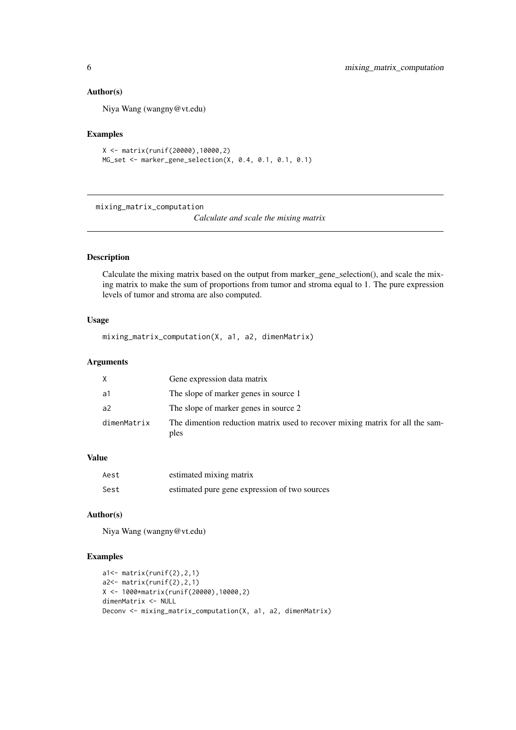## Author(s)

Niya Wang (wangny@vt.edu)

## Examples

```
X <- matrix(runif(20000),10000,2)
MG_set <- marker_gene_selection(X, 0.4, 0.1, 0.1, 0.1)
```

---

# mixing_matrix_computation

*Calculate and scale the mixing matrix*

---

## Description

Calculate the mixing matrix based on the output from marker_gene_selection(), and scale the mixing matrix to make the sum of proportions from tumor and stroma equal to 1. The pure expression levels of tumor and stroma are also computed.

## Usage

```
mixing_matrix_computation(X, a1, a2, dimenMatrix)
```

## Arguments

| | |
|---|---|
| X | Gene expression data matrix |
| a1 | The slope of marker genes in source 1 |
| a2 | The slope of marker genes in source 2 |
| dimenMatrix | The dimention reduction matrix used to recover mixing matrix for all the samples |

## Value

| | |
|---|---|
| Aest | estimated mixing matrix |
| Sest | estimated pure gene expression of two sources |

## Author(s)

Niya Wang (wangny@vt.edu)

## Examples

```
a1<- matrix(runif(2),2,1)
a2<- matrix(runif(2),2,1)
X <- 1000*matrix(runif(20000),10000,2)
dimenMatrix <- NULL
Deconv <- mixing_matrix_computation(X, a1, a2, dimenMatrix)
```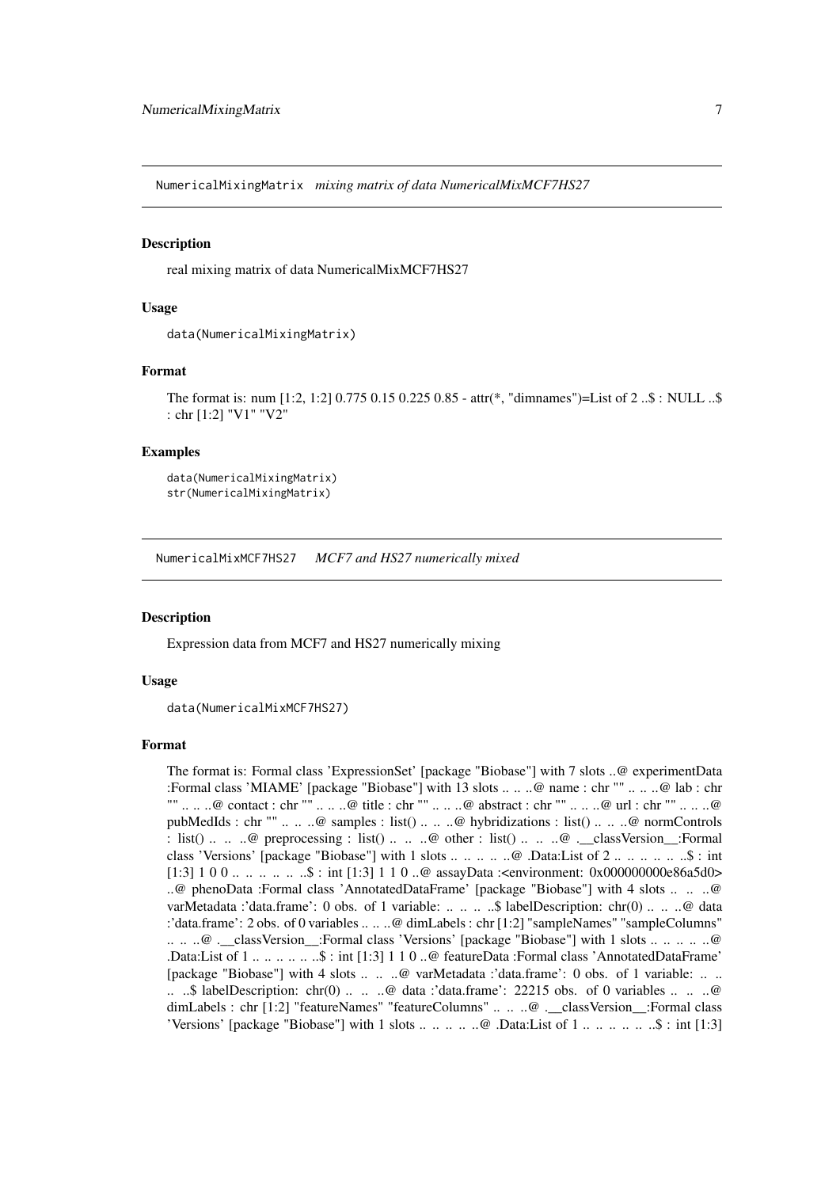## NumericalMixingMatrix *mixing matrix of data NumericalMixMCF7HS27*

### Description

real mixing matrix of data NumericalMixMCF7HS27

### Usage

```
data(NumericalMixingMatrix)
```

### Format

The format is: num [1:2, 1:2] 0.775 0.15 0.225 0.85 - attr(*, "dimnames")=List of 2 ..$ : NULL ..$ : chr [1:2] "V1" "V2"

### Examples

```
data(NumericalMixingMatrix)
str(NumericalMixingMatrix)
```

## NumericalMixMCF7HS27 *MCF7 and HS27 numerically mixed*

### Description

Expression data from MCF7 and HS27 numerically mixing

### Usage

```
data(NumericalMixMCF7HS27)
```

### Format

The format is: Formal class 'ExpressionSet' [package "Biobase"] with 7 slots ..@ experimentData :Formal class 'MIAME' [package "Biobase"] with 13 slots .. .. ..@ name : chr "" .. .. ..@ lab : chr "" .. .. ..@ contact : chr "" .. .. ..@ title : chr "" .. .. ..@ abstract : chr "" .. .. ..@ url : chr "" .. .. ..@ pubMedIds : chr "" .. .. ..@ samples : list() .. .. ..@ hybridizations : list() .. .. ..@ normControls : list() .. .. ..@ preprocessing : list() .. .. ..@ other : list() .. .. ..@ .__classVersion__:Formal class 'Versions' [package "Biobase"] with 1 slots .. .. .. .. ..@ .Data:List of 2 .. .. .. .. .. ..$ : int [1:3] 1 0 0 .. .. .. .. .. ..$ : int [1:3] 1 1 0 ..@ assayData :<environment: 0x000000000e86a5d0> ..@ phenoData :Formal class 'AnnotatedDataFrame' [package "Biobase"] with 4 slots .. .. ..@ varMetadata :'data.frame': 0 obs. of 1 variable: .. .. .. ..$ labelDescription: chr(0) .. .. ..@ data :'data.frame': 2 obs. of 0 variables .. .. ..@ dimLabels : chr [1:2] "sampleNames" "sampleColumns" .. .. ..@ .__classVersion__:Formal class 'Versions' [package "Biobase"] with 1 slots .. .. .. .. ..@ .Data:List of 1 .. .. .. .. .. ..$ : int [1:3] 1 1 0 ..@ featureData :Formal class 'AnnotatedDataFrame' [package "Biobase"] with 4 slots .. .. ..@ varMetadata :'data.frame': 0 obs. of 1 variable: .. .. .. ..$ labelDescription: chr(0) .. .. ..@ data :'data.frame': 22215 obs. of 0 variables .. .. ..@ dimLabels : chr [1:2] "featureNames" "featureColumns" .. .. ..@ .__classVersion__:Formal class 'Versions' [package "Biobase"] with 1 slots .. .. .. .. ..@ .Data:List of 1 .. .. .. .. .. ..$ : int [1:3]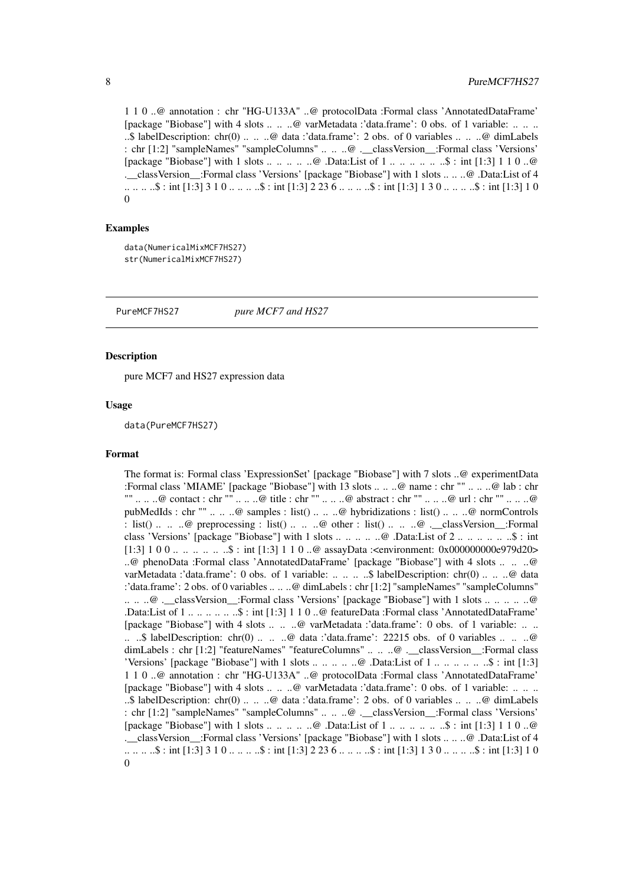1 1 0 ..@ annotation : chr "HG-U133A" ..@ protocolData :Formal class 'AnnotatedDataFrame' [package "Biobase"] with 4 slots .. .. ..@ varMetadata :'data.frame': 0 obs. of 1 variable: .. .. .. ..$ labelDescription: chr(0) .. .. ..@ data :'data.frame': 2 obs. of 0 variables .. .. ..@ dimLabels : chr [1:2] "sampleNames" "sampleColumns" .. .. ..@ .__classVersion__:Formal class 'Versions' [package "Biobase"] with 1 slots .. .. .. .. ..@ .Data:List of 1 .. .. .. .. .. ..$ : int [1:3] 1 1 0 ..@ .__classVersion__:Formal class 'Versions' [package "Biobase"] with 1 slots .. .. ..@ .Data:List of 4 .. .. .. ..$ : int [1:3] 3 1 0 .. .. .. ..$ : int [1:3] 2 23 6 .. .. .. ..$ : int [1:3] 1 3 0 .. .. .. ..$ : int [1:3] 1 0 0

### Examples

```
data(NumericalMixMCF7HS27)
str(NumericalMixMCF7HS27)
```

---

## PureMCF7HS27 *pure MCF7 and HS27*

### Description

pure MCF7 and HS27 expression data

### Usage

```
data(PureMCF7HS27)
```

### Format

The format is: Formal class 'ExpressionSet' [package "Biobase"] with 7 slots ..@ experimentData :Formal class 'MIAME' [package "Biobase"] with 13 slots .. .. ..@ name : chr "" .. .. ..@ lab : chr "" .. .. ..@ contact : chr "" .. .. ..@ title : chr "" .. .. ..@ abstract : chr "" .. .. ..@ url : chr "" .. .. ..@ pubMedIds : chr "" .. .. ..@ samples : list() .. .. ..@ hybridizations : list() .. .. ..@ normControls : list() .. .. ..@ preprocessing : list() .. .. ..@ other : list() .. .. ..@ .__classVersion__:Formal class 'Versions' [package "Biobase"] with 1 slots .. .. .. .. ..@ .Data:List of 2 .. .. .. .. .. ..$ : int [1:3] 1 0 0 .. .. .. .. .. ..$ : int [1:3] 1 1 0 ..@ assayData :<environment: 0x000000000e979d20> ..@ phenoData :Formal class 'AnnotatedDataFrame' [package "Biobase"] with 4 slots .. .. ..@ varMetadata :'data.frame': 0 obs. of 1 variable: .. .. .. ..$ labelDescription: chr(0) .. .. ..@ data :'data.frame': 2 obs. of 0 variables .. .. ..@ dimLabels : chr [1:2] "sampleNames" "sampleColumns" .. .. ..@ .__classVersion__:Formal class 'Versions' [package "Biobase"] with 1 slots .. .. .. .. ..@ .Data:List of 1 .. .. .. .. .. ..$ : int [1:3] 1 1 0 ..@ featureData :Formal class 'AnnotatedDataFrame' [package "Biobase"] with 4 slots .. .. ..@ varMetadata :'data.frame': 0 obs. of 1 variable: .. .. .. ..$ labelDescription: chr(0) .. .. ..@ data :'data.frame': 22215 obs. of 0 variables .. .. ..@ dimLabels : chr [1:2] "featureNames" "featureColumns" .. .. ..@ .__classVersion__:Formal class 'Versions' [package "Biobase"] with 1 slots .. .. .. .. ..@ .Data:List of 1 .. .. .. .. .. ..$ : int [1:3] 1 1 0 ..@ annotation : chr "HG-U133A" ..@ protocolData :Formal class 'AnnotatedDataFrame' [package "Biobase"] with 4 slots .. .. ..@ varMetadata :'data.frame': 0 obs. of 1 variable: .. .. .. ..$ labelDescription: chr(0) .. .. ..@ data :'data.frame': 2 obs. of 0 variables .. .. ..@ dimLabels : chr [1:2] "sampleNames" "sampleColumns" .. .. ..@ .__classVersion__:Formal class 'Versions' [package "Biobase"] with 1 slots .. .. .. .. ..@ .Data:List of 1 .. .. .. .. .. ..$ : int [1:3] 1 1 0 ..@ .__classVersion__:Formal class 'Versions' [package "Biobase"] with 1 slots .. .. ..@ .Data:List of 4 .. .. .. ..$ : int [1:3] 3 1 0 .. .. .. ..$ : int [1:3] 2 23 6 .. .. .. ..$ : int [1:3] 1 3 0 .. .. .. ..$ : int [1:3] 1 0 0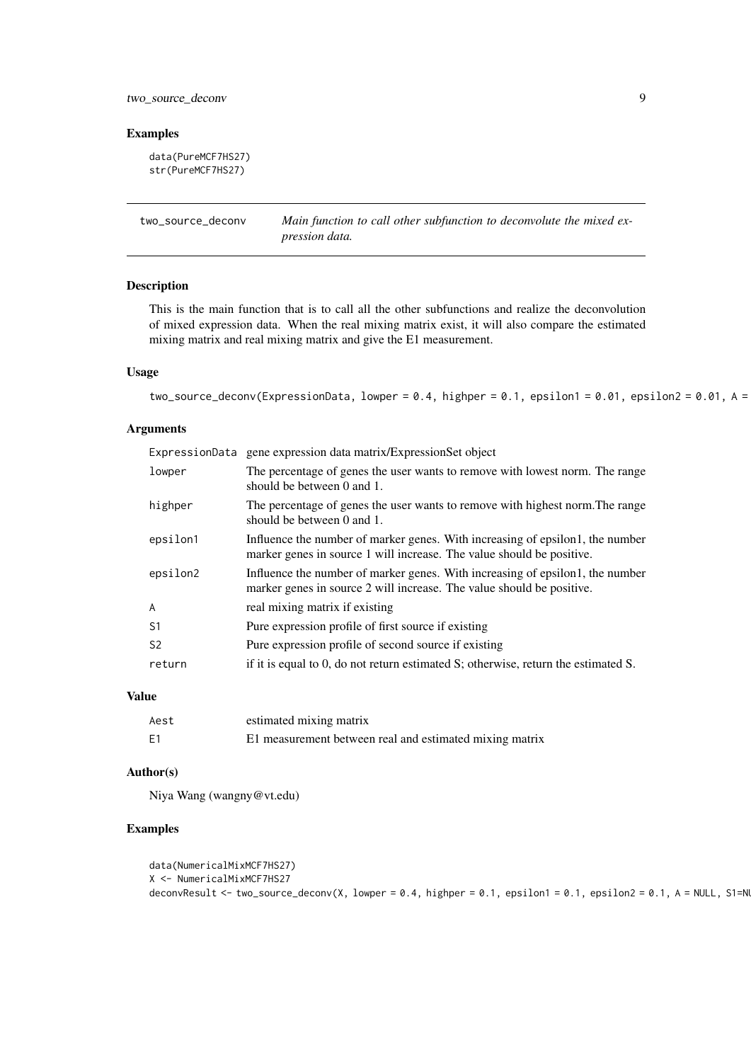## Examples

```
data(PureMCF7HS27)
str(PureMCF7HS27)
```

---

**two_source_deconv** *Main function to call other subfunction to deconvolute the mixed expression data.*

---

### Description

This is the main function that is to call all the other subfunctions and realize the deconvolution of mixed expression data. When the real mixing matrix exist, it will also compare the estimated mixing matrix and real mixing matrix and give the E1 measurement.

### Usage

```
two_source_deconv(ExpressionData, lowper = 0.4, highper = 0.1, epsilon1 = 0.01, epsilon2 = 0.01, A =
```

### Arguments

| | |
|---|---|
| ExpressionData | gene expression data matrix/ExpressionSet object |
| lowper | The percentage of genes the user wants to remove with lowest norm. The range should be between 0 and 1. |
| highper | The percentage of genes the user wants to remove with highest norm.The range should be between 0 and 1. |
| epsilon1 | Influence the number of marker genes. With increasing of epsilon1, the number marker genes in source 1 will increase. The value should be positive. |
| epsilon2 | Influence the number of marker genes. With increasing of epsilon1, the number marker genes in source 2 will increase. The value should be positive. |
| A | real mixing matrix if existing |
| S1 | Pure expression profile of first source if existing |
| S2 | Pure expression profile of second source if existing |
| return | if it is equal to 0, do not return estimated S; otherwise, return the estimated S. |

### Value

| | |
|---|---|
| Aest | estimated mixing matrix |
| E1 | E1 measurement between real and estimated mixing matrix |

### Author(s)

Niya Wang (wangny@vt.edu)

### Examples

```
data(NumericalMixMCF7HS27)
X <- NumericalMixMCF7HS27
deconvResult <- two_source_deconv(X, lowper = 0.4, highper = 0.1, epsilon1 = 0.1, epsilon2 = 0.1, A = NULL, S1=NU
```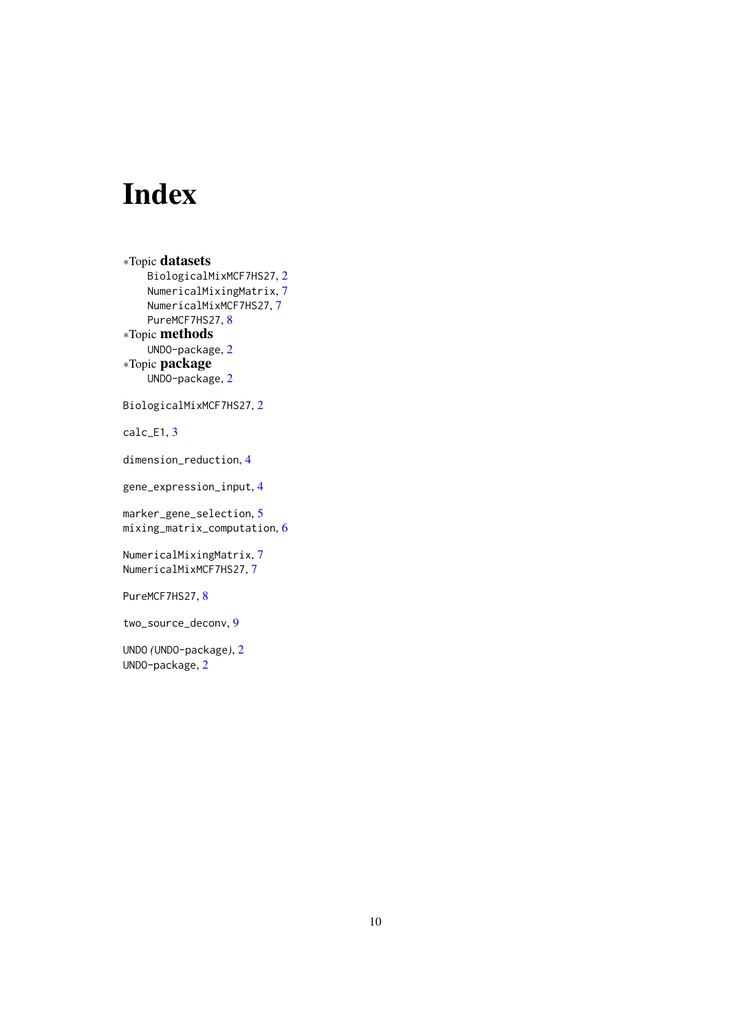# Index

∗Topic **datasets**
- BiologicalMixMCF7HS27, 2
- NumericalMixingMatrix, 7
- NumericalMixMCF7HS27, 7
- PureMCF7HS27, 8

∗Topic **methods**
- UNDO-package, 2

∗Topic **package**
- UNDO-package, 2

BiologicalMixMCF7HS27, 2

calc_E1, 3

dimension_reduction, 4

gene_expression_input, 4

marker_gene_selection, 5
mixing_matrix_computation, 6

NumericalMixingMatrix, 7
NumericalMixMCF7HS27, 7

PureMCF7HS27, 8

two_source_deconv, 9

UNDO *(*UNDO-package*)*, 2
UNDO-package, 2